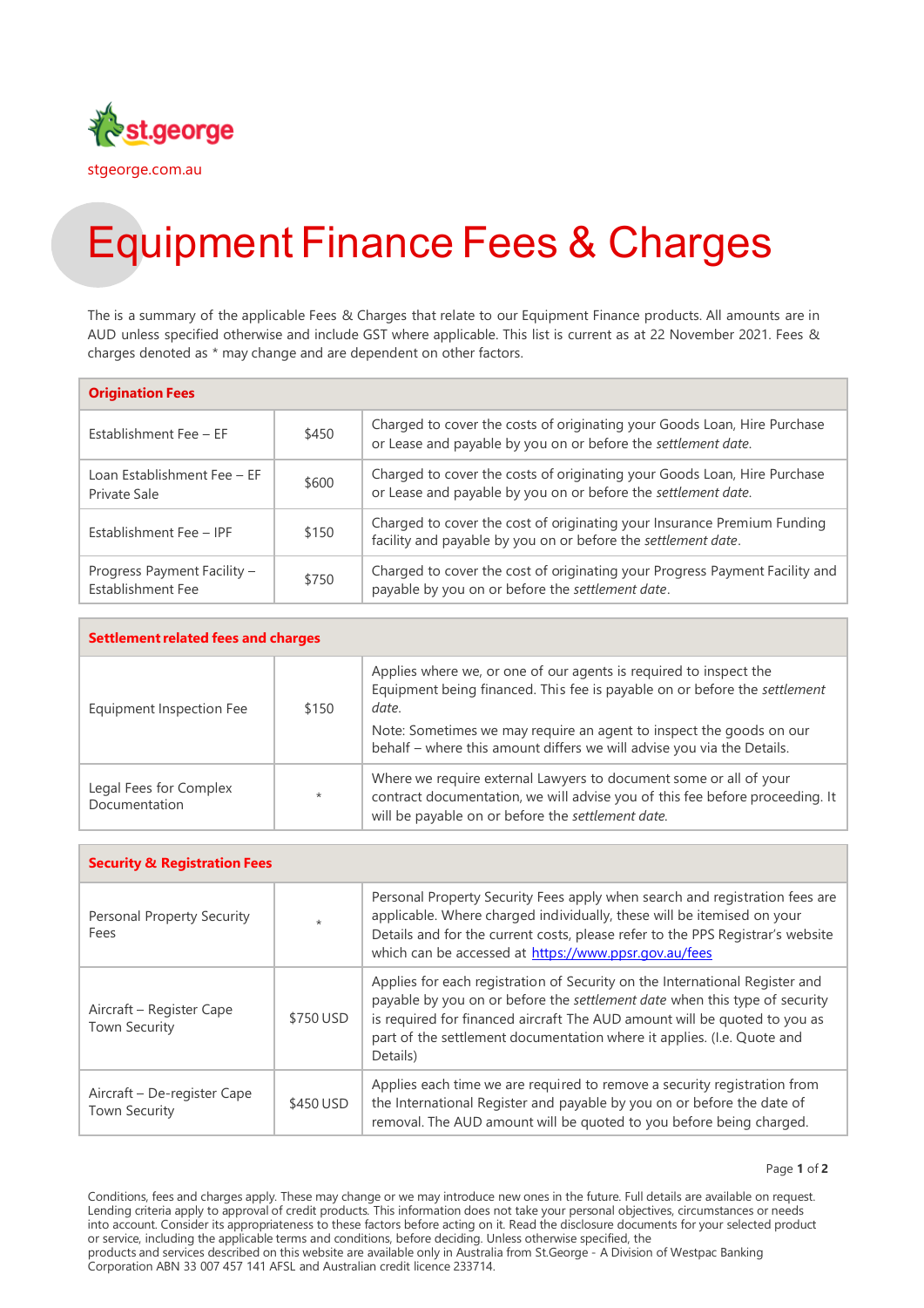stgeorge.com.au

# Equipment Finance Fees & Charges

The is a summary of the applicable Fees & Charges that relate to our Equipment Finance products. All amounts are in AUD unless specified otherwise and include GST where applicable. This list is current as at 22 November 2021. Fees & charges denoted as * may change and are dependent on other factors.

| **Origination Fees** | | |
|---|---|---|
| Establishment Fee – EF | $450 | Charged to cover the costs of originating your Goods Loan, Hire Purchase or Lease and payable by you on or before the *settlement date*. |
| Loan Establishment Fee – EF Private Sale | $600 | Charged to cover the costs of originating your Goods Loan, Hire Purchase or Lease and payable by you on or before the *settlement date*. |
| Establishment Fee – IPF | $150 | Charged to cover the cost of originating your Insurance Premium Funding facility and payable by you on or before the *settlement date*. |
| Progress Payment Facility – Establishment Fee | $750 | Charged to cover the cost of originating your Progress Payment Facility and payable by you on or before the *settlement date*. |

| **Settlement related fees and charges** | | |
|---|---|---|
| Equipment Inspection Fee | $150 | Applies where we, or one of our agents is required to inspect the Equipment being financed. This fee is payable on or before the *settlement date.* Note: Sometimes we may require an agent to inspect the goods on our behalf – where this amount differs we will advise you via the Details. |
| Legal Fees for Complex Documentation | * | Where we require external Lawyers to document some or all of your contract documentation, we will advise you of this fee before proceeding. It will be payable on or before the *settlement date.* |

| **Security & Registration Fees** | | |
|---|---|---|
| Personal Property Security Fees | * | Personal Property Security Fees apply when search and registration fees are applicable. Where charged individually, these will be itemised on your Details and for the current costs, please refer to the PPS Registrar's website which can be accessed at https://www.ppsr.gov.au/fees |
| Aircraft – Register Cape Town Security | $750 USD | Applies for each registration of Security on the International Register and payable by you on or before the *settlement date* when this type of security is required for financed aircraft The AUD amount will be quoted to you as part of the settlement documentation where it applies. (I.e. Quote and Details) |
| Aircraft – De-register Cape Town Security | $450 USD | Applies each time we are required to remove a security registration from the International Register and payable by you on or before the date of removal. The AUD amount will be quoted to you before being charged. |

Conditions, fees and charges apply. These may change or we may introduce new ones in the future. Full details are available on request. Lending criteria apply to approval of credit products. This information does not take your personal objectives, circumstances or needs into account. Consider its appropriateness to these factors before acting on it. Read the disclosure documents for your selected product or service, including the applicable terms and conditions, before deciding. Unless otherwise specified, the products and services described on this website are available only in Australia from St.George - A Division of Westpac Banking Corporation ABN 33 007 457 141 AFSL and Australian credit licence 233714.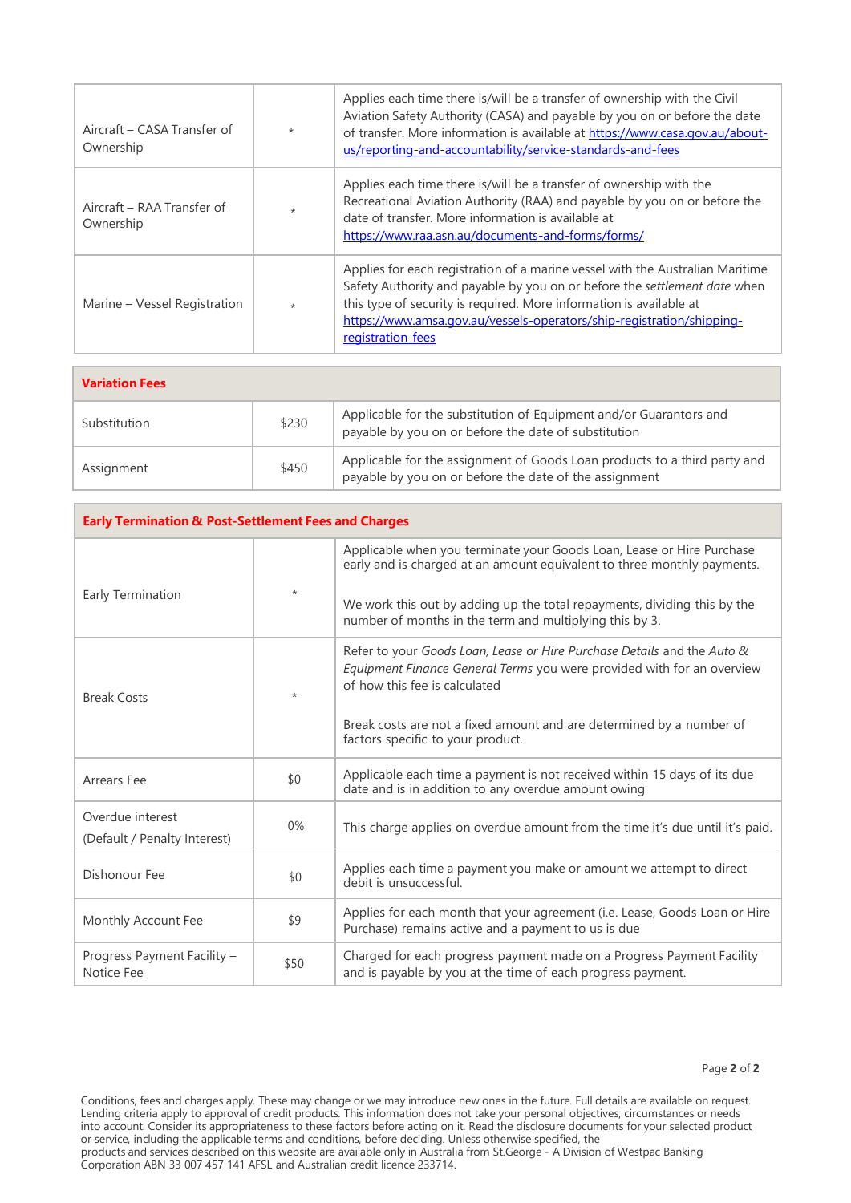| | | |
|---|---|---|
| Aircraft – CASA Transfer of Ownership | * | Applies each time there is/will be a transfer of ownership with the Civil Aviation Safety Authority (CASA) and payable by you on or before the date of transfer. More information is available at https://www.casa.gov.au/about-us/reporting-and-accountability/service-standards-and-fees |
| Aircraft – RAA Transfer of Ownership | * | Applies each time there is/will be a transfer of ownership with the Recreational Aviation Authority (RAA) and payable by you on or before the date of transfer. More information is available at https://www.raa.asn.au/documents-and-forms/forms/ |
| Marine – Vessel Registration | * | Applies for each registration of a marine vessel with the Australian Maritime Safety Authority and payable by you on or before the *settlement date* when this type of security is required. More information is available at https://www.amsa.gov.au/vessels-operators/ship-registration/shipping-registration-fees |

| **Variation Fees** | | |
|---|---|---|
| Substitution | $230 | Applicable for the substitution of Equipment and/or Guarantors and payable by you on or before the date of substitution |
| Assignment | $450 | Applicable for the assignment of Goods Loan products to a third party and payable by you on or before the date of the assignment |

| **Early Termination & Post-Settlement Fees and Charges** | | |
|---|---|---|
| Early Termination | * | Applicable when you terminate your Goods Loan, Lease or Hire Purchase early and is charged at an amount equivalent to three monthly payments.<br><br>We work this out by adding up the total repayments, dividing this by the number of months in the term and multiplying this by 3. |
| Break Costs | * | Refer to your *Goods Loan, Lease or Hire Purchase Details* and the *Auto & Equipment Finance General Terms* you were provided with for an overview of how this fee is calculated<br><br>Break costs are not a fixed amount and are determined by a number of factors specific to your product. |
| Arrears Fee | $0 | Applicable each time a payment is not received within 15 days of its due date and is in addition to any overdue amount owing |
| Overdue interest (Default / Penalty Interest) | 0% | This charge applies on overdue amount from the time it's due until it's paid. |
| Dishonour Fee | $0 | Applies each time a payment you make or amount we attempt to direct debit is unsuccessful. |
| Monthly Account Fee | $9 | Applies for each month that your agreement (i.e. Lease, Goods Loan or Hire Purchase) remains active and a payment to us is due |
| Progress Payment Facility – Notice Fee | $50 | Charged for each progress payment made on a Progress Payment Facility and is payable by you at the time of each progress payment. |

Conditions, fees and charges apply. These may change or we may introduce new ones in the future. Full details are available on request. Lending criteria apply to approval of credit products. This information does not take your personal objectives, circumstances or needs into account. Consider its appropriateness to these factors before acting on it. Read the disclosure documents for your selected product or service, including the applicable terms and conditions, before deciding. Unless otherwise specified, the products and services described on this website are available only in Australia from St.George - A Division of Westpac Banking Corporation ABN 33 007 457 141 AFSL and Australian credit licence 233714.